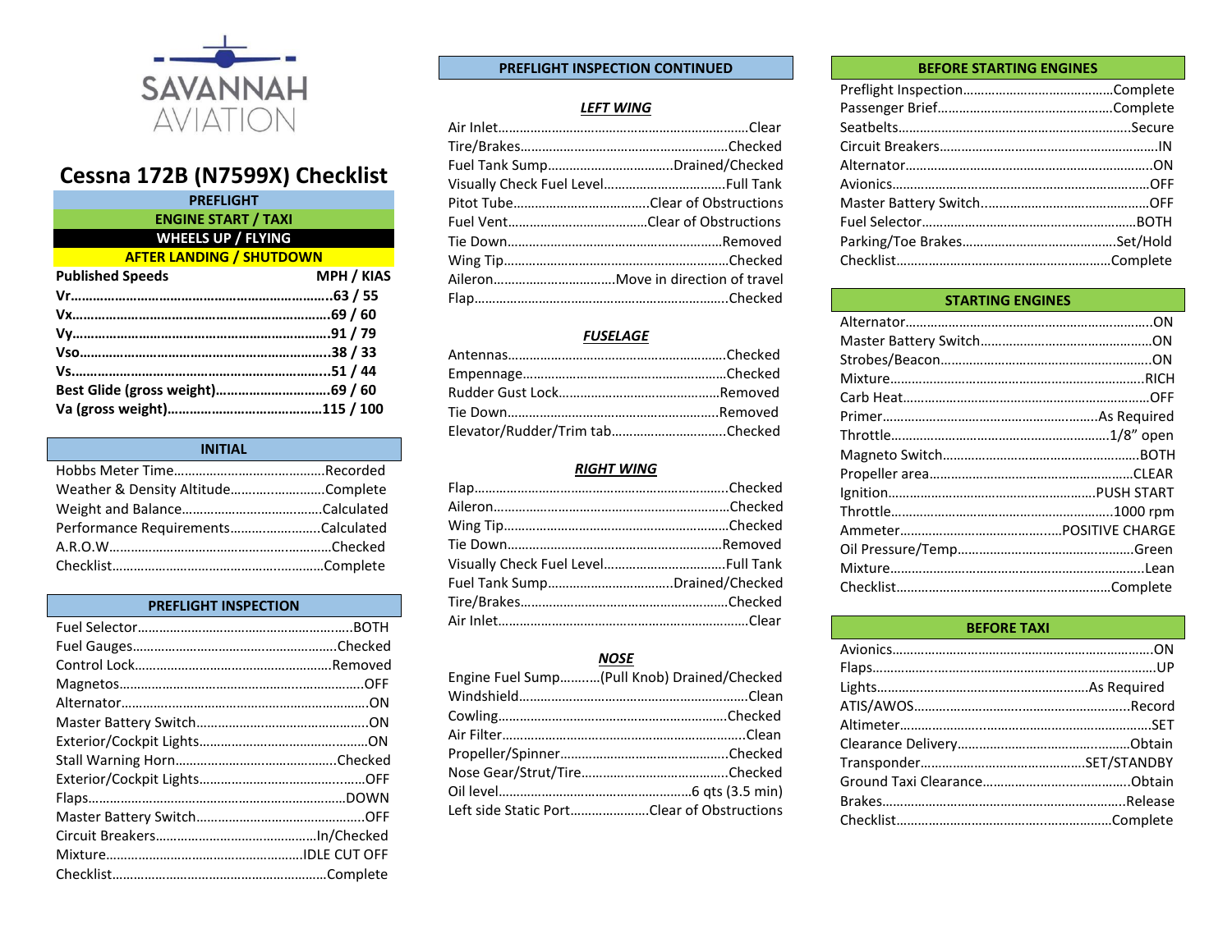SAVANNAH AVIATION

# Cessna 172B (N7599X) Checklist

- PREFLIGHT
- ENGINE START / TAXI
- WHEELS UP / FLYING
- AFTER LANDING / SHUTDOWN

| Published Speeds | MPH / KIAS |
|---|---|
| **Vr** | **63 / 55** |
| **Vx** | **69 / 60** |
| **Vy** | **91 / 79** |
| **Vso** | **38 / 33** |
| **Vs** | **51 / 44** |
| **Best Glide (gross weight)** | **69 / 60** |
| **Va (gross weight)** | **115 / 100** |

## INITIAL

| | |
|---|---|
| Hobbs Meter Time | Recorded |
| Weather & Density Altitude | Complete |
| Weight and Balance | Calculated |
| Performance Requirements | Calculated |
| A.R.O.W. | Checked |
| Checklist | Complete |

## PREFLIGHT INSPECTION

| | |
|---|---|
| Fuel Selector | BOTH |
| Fuel Gauges | Checked |
| Control Lock | Removed |
| Magnetos | OFF |
| Alternator | ON |
| Master Battery Switch | ON |
| Exterior/Cockpit Lights | ON |
| Stall Warning Horn | Checked |
| Exterior/Cockpit Lights | OFF |
| Flaps | DOWN |
| Master Battery Switch | OFF |
| Circuit Breakers | In/Checked |
| Mixture | IDLE CUT OFF |
| Checklist | Complete |

## PREFLIGHT INSPECTION CONTINUED

### *LEFT WING*

| | |
|---|---|
| Air Inlet | Clear |
| Tire/Brakes | Checked |
| Fuel Tank Sump | Drained/Checked |
| Visually Check Fuel Level | Full Tank |
| Pitot Tube | Clear of Obstructions |
| Fuel Vent | Clear of Obstructions |
| Tie Down | Removed |
| Wing Tip | Checked |
| Aileron | Move in direction of travel |
| Flap | Checked |

### *FUSELAGE*

| | |
|---|---|
| Antennas | Checked |
| Empennage | Checked |
| Rudder Gust Lock | Removed |
| Tie Down | Removed |
| Elevator/Rudder/Trim tab | Checked |

### *RIGHT WING*

| | |
|---|---|
| Flap | Checked |
| Aileron | Checked |
| Wing Tip | Checked |
| Tie Down | Removed |
| Visually Check Fuel Level | Full Tank |
| Fuel Tank Sump | Drained/Checked |
| Tire/Brakes | Checked |
| Air Inlet | Clear |

### *NOSE*

| | |
|---|---|
| Engine Fuel Sump | (Pull Knob) Drained/Checked |
| Windshield | Clean |
| Cowling | Checked |
| Air Filter | Clean |
| Propeller/Spinner | Checked |
| Nose Gear/Strut/Tire | Checked |
| Oil level | 6 qts (3.5 min) |
| Left side Static Port | Clear of Obstructions |

## BEFORE STARTING ENGINES

| | |
|---|---|
| Preflight Inspection | Complete |
| Passenger Brief | Complete |
| Seatbelts | Secure |
| Circuit Breakers | IN |
| Alternator | ON |
| Avionics | OFF |
| Master Battery Switch | OFF |
| Fuel Selector | BOTH |
| Parking/Toe Brakes | Set/Hold |
| Checklist | Complete |

## STARTING ENGINES

| | |
|---|---|
| Alternator | ON |
| Master Battery Switch | ON |
| Strobes/Beacon | ON |
| Mixture | RICH |
| Carb Heat | OFF |
| Primer | As Required |
| Throttle | 1/8" open |
| Magneto Switch | BOTH |
| Propeller area | CLEAR |
| Ignition | PUSH START |
| Throttle | 1000 rpm |
| Ammeter | POSITIVE CHARGE |
| Oil Pressure/Temp | Green |
| Mixture | Lean |
| Checklist | Complete |

## BEFORE TAXI

| | |
|---|---|
| Avionics | ON |
| Flaps | UP |
| Lights | As Required |
| ATIS/AWOS | Record |
| Altimeter | SET |
| Clearance Delivery | Obtain |
| Transponder | SET/STANDBY |
| Ground Taxi Clearance | Obtain |
| Brakes | Release |
| Checklist | Complete |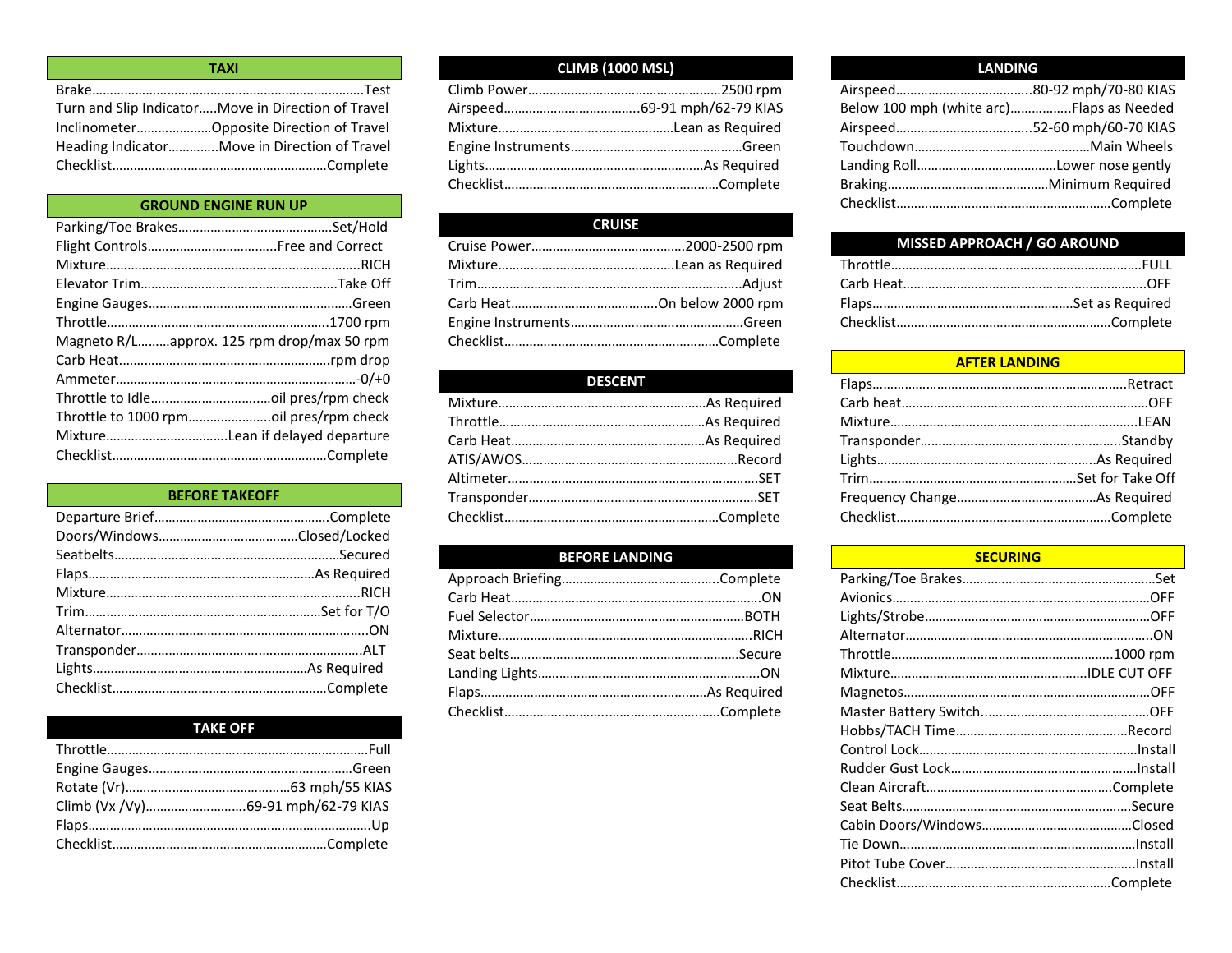## TAXI

| Item | Action |
|---|---|
| Brake | Test |
| Turn and Slip Indicator | Move in Direction of Travel |
| Inclinometer | Opposite Direction of Travel |
| Heading Indicator | Move in Direction of Travel |
| Checklist | Complete |

## GROUND ENGINE RUN UP

| Item | Action |
|---|---|
| Parking/Toe Brakes | Set/Hold |
| Flight Controls | Free and Correct |
| Mixture | RICH |
| Elevator Trim | Take Off |
| Engine Gauges | Green |
| Throttle | 1700 rpm |
| Magneto R/L | approx. 125 rpm drop/max 50 rpm |
| Carb Heat | rpm drop |
| Ammeter | -0/+0 |
| Throttle to Idle | oil pres/rpm check |
| Throttle to 1000 rpm | oil pres/rpm check |
| Mixture | Lean if delayed departure |
| Checklist | Complete |

## BEFORE TAKEOFF

| Item | Action |
|---|---|
| Departure Brief | Complete |
| Doors/Windows | Closed/Locked |
| Seatbelts | Secured |
| Flaps | As Required |
| Mixture | RICH |
| Trim | Set for T/O |
| Alternator | ON |
| Transponder | ALT |
| Lights | As Required |
| Checklist | Complete |

## TAKE OFF

| Item | Action |
|---|---|
| Throttle | Full |
| Engine Gauges | Green |
| Rotate (Vr) | 63 mph/55 KIAS |
| Climb (Vx /Vy) | 69-91 mph/62-79 KIAS |
| Flaps | Up |
| Checklist | Complete |

## CLIMB (1000 MSL)

| Item | Action |
|---|---|
| Climb Power | 2500 rpm |
| Airspeed | 69-91 mph/62-79 KIAS |
| Mixture | Lean as Required |
| Engine Instruments | Green |
| Lights | As Required |
| Checklist | Complete |

## CRUISE

| Item | Action |
|---|---|
| Cruise Power | 2000-2500 rpm |
| Mixture | Lean as Required |
| Trim | Adjust |
| Carb Heat | On below 2000 rpm |
| Engine Instruments | Green |
| Checklist | Complete |

## DESCENT

| Item | Action |
|---|---|
| Mixture | As Required |
| Throttle | As Required |
| Carb Heat | As Required |
| ATIS/AWOS | Record |
| Altimeter | SET |
| Transponder | SET |
| Checklist | Complete |

## BEFORE LANDING

| Item | Action |
|---|---|
| Approach Briefing | Complete |
| Carb Heat | ON |
| Fuel Selector | BOTH |
| Mixture | RICH |
| Seat belts | Secure |
| Landing Lights | ON |
| Flaps | As Required |
| Checklist | Complete |

## LANDING

| Item | Action |
|---|---|
| Airspeed | 80-92 mph/70-80 KIAS |
| Below 100 mph (white arc) | Flaps as Needed |
| Airspeed | 52-60 mph/60-70 KIAS |
| Touchdown | Main Wheels |
| Landing Roll | Lower nose gently |
| Braking | Minimum Required |
| Checklist | Complete |

## MISSED APPROACH / GO AROUND

| Item | Action |
|---|---|
| Throttle | FULL |
| Carb Heat | OFF |
| Flaps | Set as Required |
| Checklist | Complete |

## AFTER LANDING

| Item | Action |
|---|---|
| Flaps | Retract |
| Carb heat | OFF |
| Mixture | LEAN |
| Transponder | Standby |
| Lights | As Required |
| Trim | Set for Take Off |
| Frequency Change | As Required |
| Checklist | Complete |

## SECURING

| Item | Action |
|---|---|
| Parking/Toe Brakes | Set |
| Avionics | OFF |
| Lights/Strobe | OFF |
| Alternator | ON |
| Throttle | 1000 rpm |
| Mixture | IDLE CUT OFF |
| Magnetos | OFF |
| Master Battery Switch | OFF |
| Hobbs/TACH Time | Record |
| Control Lock | Install |
| Rudder Gust Lock | Install |
| Clean Aircraft | Complete |
| Seat Belts | Secure |
| Cabin Doors/Windows | Closed |
| Tie Down | Install |
| Pitot Tube Cover | Install |
| Checklist | Complete |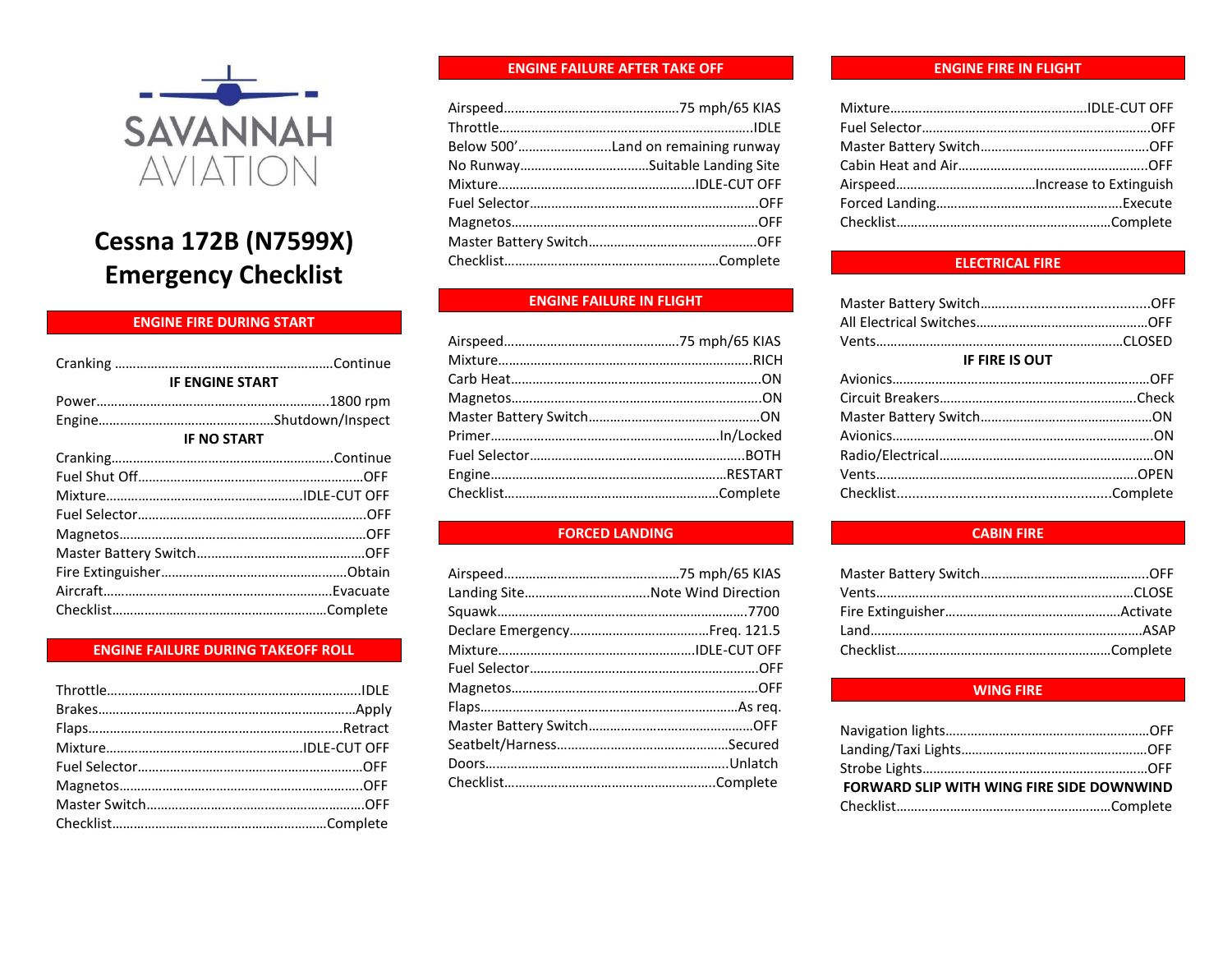SAVANNAH AVIATION

# Cessna 172B (N7599X) Emergency Checklist

## ENGINE FIRE DURING START

| | |
|---|---|
| Cranking | Continue |

**IF ENGINE START**

| | |
|---|---|
| Power | 1800 rpm |
| Engine | Shutdown/Inspect |

**IF NO START**

| | |
|---|---|
| Cranking | Continue |
| Fuel Shut Off | OFF |
| Mixture | IDLE-CUT OFF |
| Fuel Selector | OFF |
| Magnetos | OFF |
| Master Battery Switch | OFF |
| Fire Extinguisher | Obtain |
| Aircraft | Evacuate |
| Checklist | Complete |

## ENGINE FAILURE DURING TAKEOFF ROLL

| | |
|---|---|
| Throttle | IDLE |
| Brakes | Apply |
| Flaps | Retract |
| Mixture | IDLE-CUT OFF |
| Fuel Selector | OFF |
| Magnetos | OFF |
| Master Switch | OFF |
| Checklist | Complete |

## ENGINE FAILURE AFTER TAKE OFF

| | |
|---|---|
| Airspeed | 75 mph/65 KIAS |
| Throttle | IDLE |
| Below 500' | Land on remaining runway |
| No Runway | Suitable Landing Site |
| Mixture | IDLE-CUT OFF |
| Fuel Selector | OFF |
| Magnetos | OFF |
| Master Battery Switch | OFF |
| Checklist | Complete |

## ENGINE FAILURE IN FLIGHT

| | |
|---|---|
| Airspeed | 75 mph/65 KIAS |
| Mixture | RICH |
| Carb Heat | ON |
| Magnetos | ON |
| Master Battery Switch | ON |
| Primer | In/Locked |
| Fuel Selector | BOTH |
| Engine | RESTART |
| Checklist | Complete |

## FORCED LANDING

| | |
|---|---|
| Airspeed | 75 mph/65 KIAS |
| Landing Site | Note Wind Direction |
| Squawk | 7700 |
| Declare Emergency | Freq. 121.5 |
| Mixture | IDLE-CUT OFF |
| Fuel Selector | OFF |
| Magnetos | OFF |
| Flaps | As req. |
| Master Battery Switch | OFF |
| Seatbelt/Harness | Secured |
| Doors | Unlatch |
| Checklist | Complete |

## ENGINE FIRE IN FLIGHT

| | |
|---|---|
| Mixture | IDLE-CUT OFF |
| Fuel Selector | OFF |
| Master Battery Switch | OFF |
| Cabin Heat and Air | OFF |
| Airspeed | Increase to Extinguish |
| Forced Landing | Execute |
| Checklist | Complete |

## ELECTRICAL FIRE

| | |
|---|---|
| Master Battery Switch | OFF |
| All Electrical Switches | OFF |
| Vents | CLOSED |

**IF FIRE IS OUT**

| | |
|---|---|
| Avionics | OFF |
| Circuit Breakers | Check |
| Master Battery Switch | ON |
| Avionics | ON |
| Radio/Electrical | ON |
| Vents | OPEN |
| Checklist | Complete |

## CABIN FIRE

| | |
|---|---|
| Master Battery Switch | OFF |
| Vents | CLOSE |
| Fire Extinguisher | Activate |
| Land | ASAP |
| Checklist | Complete |

## WING FIRE

| | |
|---|---|
| Navigation lights | OFF |
| Landing/Taxi Lights | OFF |
| Strobe Lights | OFF |

**FORWARD SLIP WITH WING FIRE SIDE DOWNWIND**

| | |
|---|---|
| Checklist | Complete |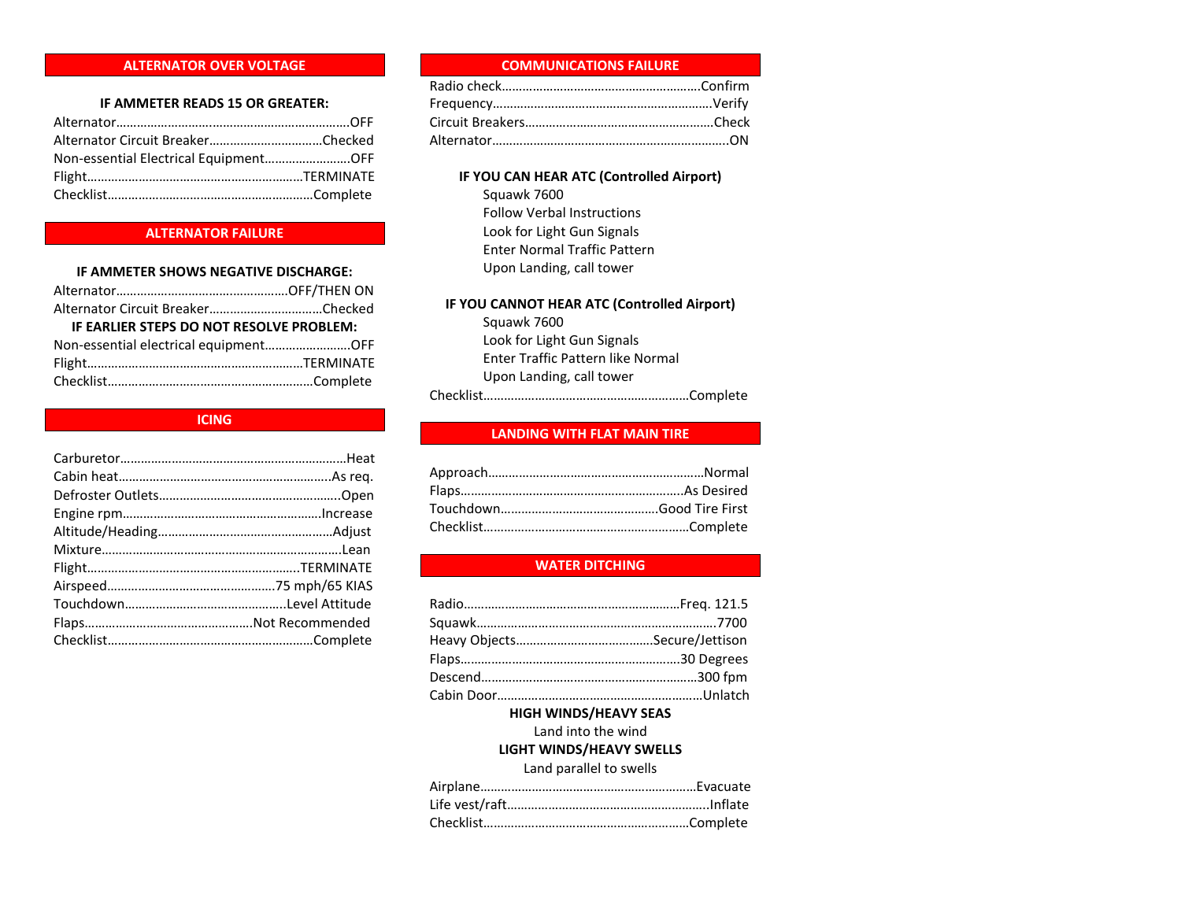## ALTERNATOR OVER VOLTAGE

**IF AMMETER READS 15 OR GREATER:**

Alternator……………………………………………………………OFF
Alternator Circuit Breaker……………………………Checked
Non-essential Electrical Equipment……………………OFF
Flight………………………………………………………TERMINATE
Checklist……………………………………………………Complete

## ALTERNATOR FAILURE

**IF AMMETER SHOWS NEGATIVE DISCHARGE:**

Alternator……………………………………………OFF/THEN ON
Alternator Circuit Breaker……………………………Checked

**IF EARLIER STEPS DO NOT RESOLVE PROBLEM:**

Non-essential electrical equipment……………………OFF
Flight………………………………………………………TERMINATE
Checklist……………………………………………………Complete

## ICING

Carburetor……………………………………………………………Heat
Cabin heat…………………………………………………………As req.
Defroster Outlets………………………………………………Open
Engine rpm……………………………………………………Increase
Altitude/Heading……………………………………………Adjust
Mixture………………………………………………………………Lean
Flight………………………………………………………TERMINATE
Airspeed……………………………………………75 mph/65 KIAS
Touchdown…………………………………………Level Attitude
Flaps……………………………………………Not Recommended
Checklist……………………………………………………Complete

## COMMUNICATIONS FAILURE

Radio check…………………………………………………Confirm
Frequency……………………………………………………Verify
Circuit Breakers………………………………………………Check
Alternator……………………………………………………………ON

**IF YOU CAN HEAR ATC (Controlled Airport)**

Squawk 7600
Follow Verbal Instructions
Look for Light Gun Signals
Enter Normal Traffic Pattern
Upon Landing, call tower

**IF YOU CANNOT HEAR ATC (Controlled Airport)**

Squawk 7600
Look for Light Gun Signals
Enter Traffic Pattern like Normal
Upon Landing, call tower

Checklist……………………………………………………Complete

## LANDING WITH FLAT MAIN TIRE

Approach……………………………………………………Normal
Flaps……………………………………………………As Desired
Touchdown……………………………………Good Tire First
Checklist……………………………………………………Complete

## WATER DITCHING

Radio……………………………………………………Freq. 121.5
Squawk…………………………………………………………7700
Heavy Objects…………………………………Secure/Jettison
Flaps……………………………………………………30 Degrees
Descend……………………………………………………300 fpm
Cabin Door…………………………………………………Unlatch

**HIGH WINDS/HEAVY SEAS**

Land into the wind

**LIGHT WINDS/HEAVY SWELLS**

Land parallel to swells

Airplane……………………………………………………Evacuate
Life vest/raft………………………………………………Inflate
Checklist……………………………………………………Complete